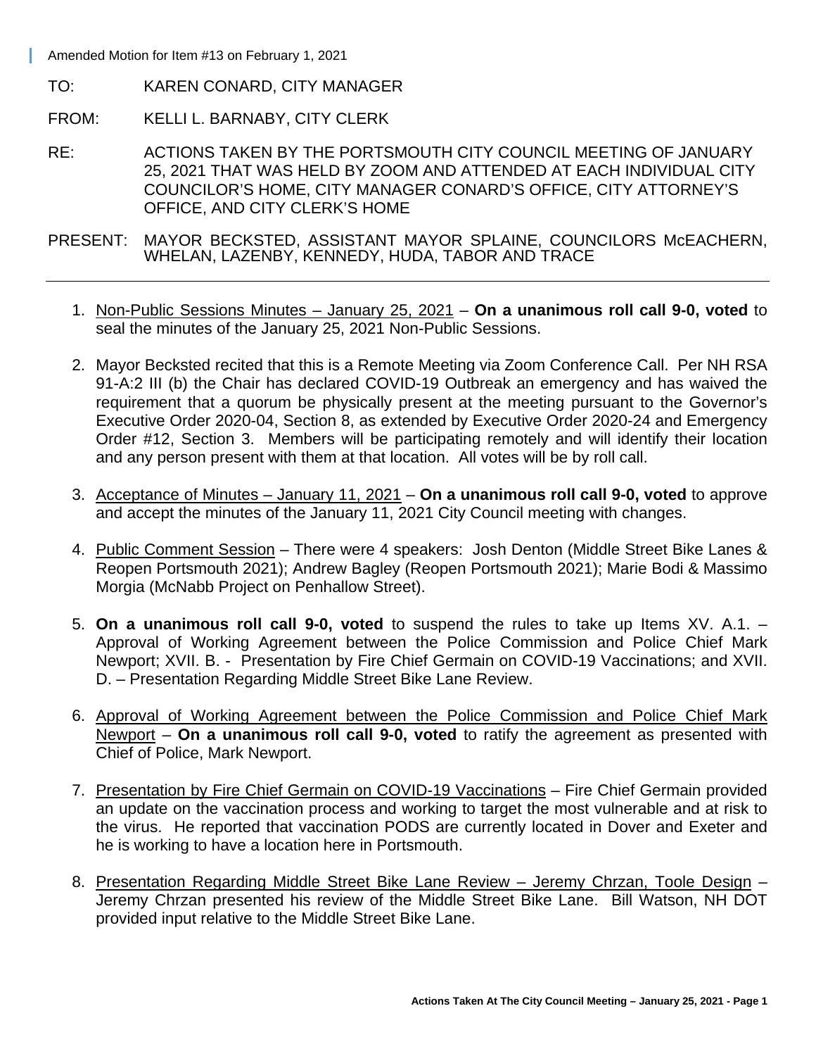Amended Motion for Item #13 on February 1, 2021

TO: KAREN CONARD, CITY MANAGER

FROM: KELLI L. BARNABY, CITY CLERK

RE: ACTIONS TAKEN BY THE PORTSMOUTH CITY COUNCIL MEETING OF JANUARY 25, 2021 THAT WAS HELD BY ZOOM AND ATTENDED AT EACH INDIVIDUAL CITY COUNCILOR'S HOME, CITY MANAGER CONARD'S OFFICE, CITY ATTORNEY'S OFFICE, AND CITY CLERK'S HOME

PRESENT: MAYOR BECKSTED, ASSISTANT MAYOR SPLAINE, COUNCILORS McEACHERN, WHELAN, LAZENBY, KENNEDY, HUDA, TABOR AND TRACE

---

1. Non-Public Sessions Minutes – January 25, 2021 – **On a unanimous roll call 9-0, voted** to seal the minutes of the January 25, 2021 Non-Public Sessions.

2. Mayor Becksted recited that this is a Remote Meeting via Zoom Conference Call. Per NH RSA 91-A:2 III (b) the Chair has declared COVID-19 Outbreak an emergency and has waived the requirement that a quorum be physically present at the meeting pursuant to the Governor's Executive Order 2020-04, Section 8, as extended by Executive Order 2020-24 and Emergency Order #12, Section 3. Members will be participating remotely and will identify their location and any person present with them at that location. All votes will be by roll call.

3. Acceptance of Minutes – January 11, 2021 – **On a unanimous roll call 9-0, voted** to approve and accept the minutes of the January 11, 2021 City Council meeting with changes.

4. Public Comment Session – There were 4 speakers: Josh Denton (Middle Street Bike Lanes & Reopen Portsmouth 2021); Andrew Bagley (Reopen Portsmouth 2021); Marie Bodi & Massimo Morgia (McNabb Project on Penhallow Street).

5. **On a unanimous roll call 9-0, voted** to suspend the rules to take up Items XV. A.1. – Approval of Working Agreement between the Police Commission and Police Chief Mark Newport; XVII. B. - Presentation by Fire Chief Germain on COVID-19 Vaccinations; and XVII. D. – Presentation Regarding Middle Street Bike Lane Review.

6. Approval of Working Agreement between the Police Commission and Police Chief Mark Newport – **On a unanimous roll call 9-0, voted** to ratify the agreement as presented with Chief of Police, Mark Newport.

7. Presentation by Fire Chief Germain on COVID-19 Vaccinations – Fire Chief Germain provided an update on the vaccination process and working to target the most vulnerable and at risk to the virus. He reported that vaccination PODS are currently located in Dover and Exeter and he is working to have a location here in Portsmouth.

8. Presentation Regarding Middle Street Bike Lane Review – Jeremy Chrzan, Toole Design – Jeremy Chrzan presented his review of the Middle Street Bike Lane. Bill Watson, NH DOT provided input relative to the Middle Street Bike Lane.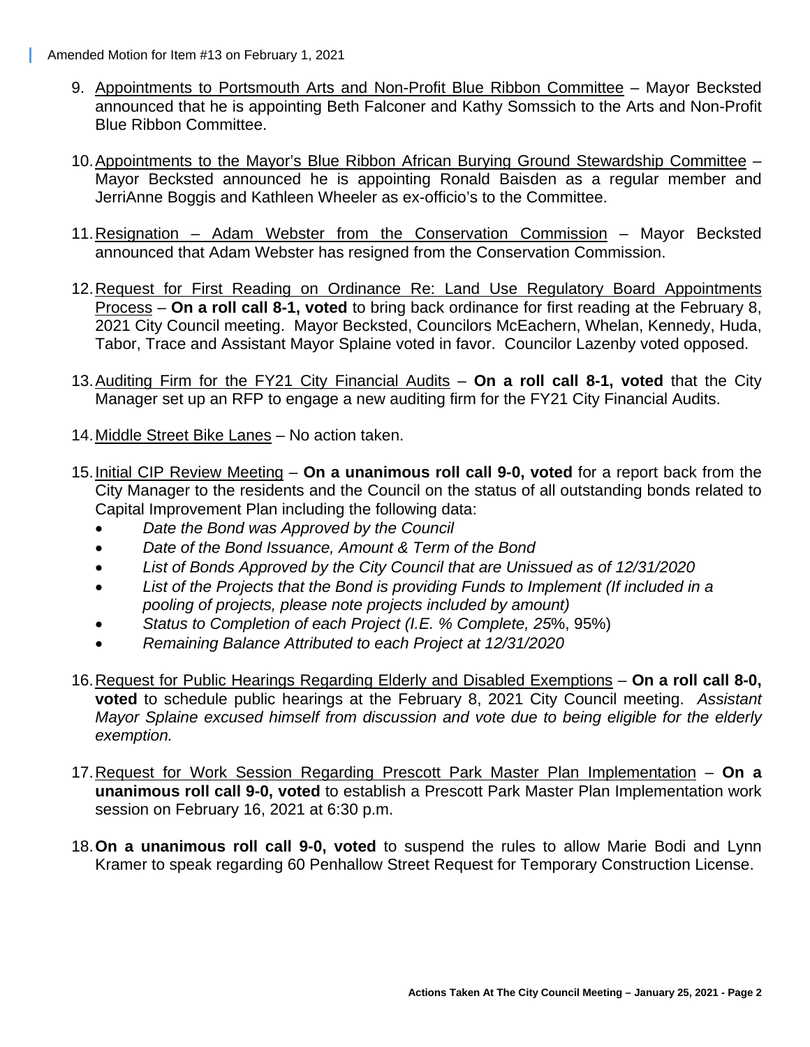Amended Motion for Item #13 on February 1, 2021

9. Appointments to Portsmouth Arts and Non-Profit Blue Ribbon Committee – Mayor Becksted announced that he is appointing Beth Falconer and Kathy Somssich to the Arts and Non-Profit Blue Ribbon Committee.

10. Appointments to the Mayor's Blue Ribbon African Burying Ground Stewardship Committee – Mayor Becksted announced he is appointing Ronald Baisden as a regular member and JerriAnne Boggis and Kathleen Wheeler as ex-officio's to the Committee.

11. Resignation – Adam Webster from the Conservation Commission – Mayor Becksted announced that Adam Webster has resigned from the Conservation Commission.

12. Request for First Reading on Ordinance Re: Land Use Regulatory Board Appointments Process – **On a roll call 8-1, voted** to bring back ordinance for first reading at the February 8, 2021 City Council meeting. Mayor Becksted, Councilors McEachern, Whelan, Kennedy, Huda, Tabor, Trace and Assistant Mayor Splaine voted in favor. Councilor Lazenby voted opposed.

13. Auditing Firm for the FY21 City Financial Audits – **On a roll call 8-1, voted** that the City Manager set up an RFP to engage a new auditing firm for the FY21 City Financial Audits.

14. Middle Street Bike Lanes – No action taken.

15. Initial CIP Review Meeting – **On a unanimous roll call 9-0, voted** for a report back from the City Manager to the residents and the Council on the status of all outstanding bonds related to Capital Improvement Plan including the following data:
    - *Date the Bond was Approved by the Council*
    - *Date of the Bond Issuance, Amount & Term of the Bond*
    - *List of Bonds Approved by the City Council that are Unissued as of 12/31/2020*
    - *List of the Projects that the Bond is providing Funds to Implement (If included in a pooling of projects, please note projects included by amount)*
    - *Status to Completion of each Project (I.E. % Complete, 25*%, 95%)
    - *Remaining Balance Attributed to each Project at 12/31/2020*

16. Request for Public Hearings Regarding Elderly and Disabled Exemptions – **On a roll call 8-0, voted** to schedule public hearings at the February 8, 2021 City Council meeting. *Assistant Mayor Splaine excused himself from discussion and vote due to being eligible for the elderly exemption.*

17. Request for Work Session Regarding Prescott Park Master Plan Implementation – **On a unanimous roll call 9-0, voted** to establish a Prescott Park Master Plan Implementation work session on February 16, 2021 at 6:30 p.m.

18. **On a unanimous roll call 9-0, voted** to suspend the rules to allow Marie Bodi and Lynn Kramer to speak regarding 60 Penhallow Street Request for Temporary Construction License.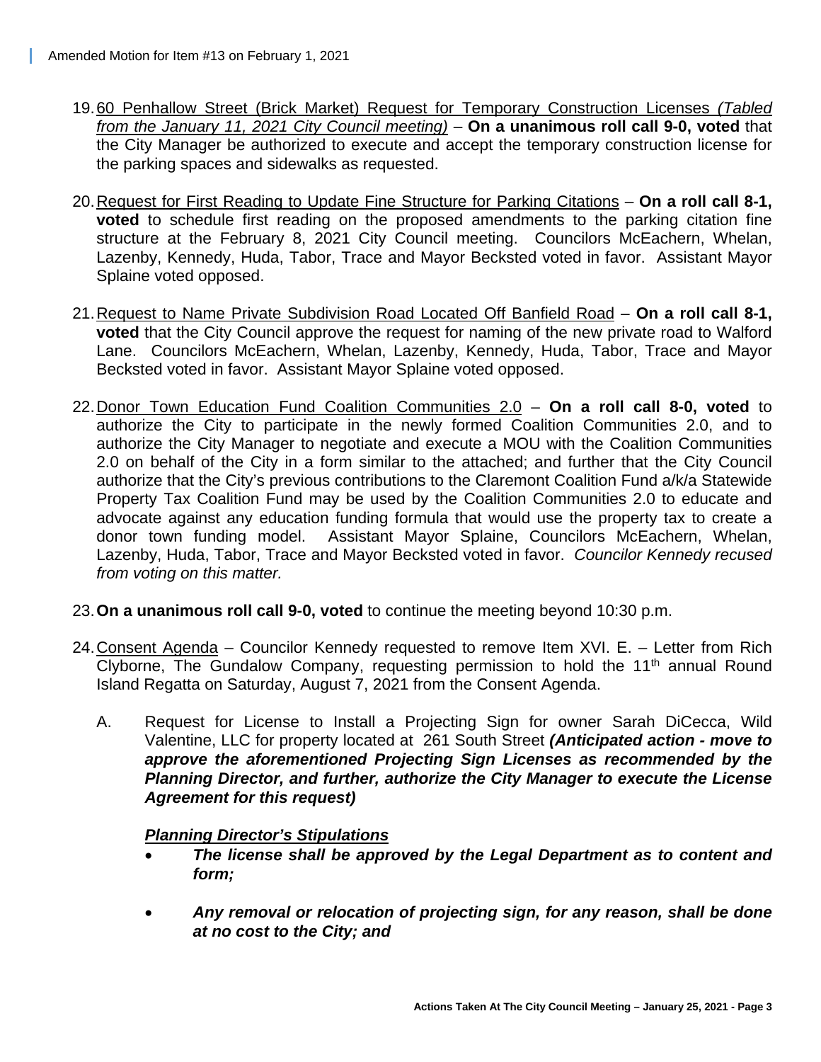Amended Motion for Item #13 on February 1, 2021

19. <u>60 Penhallow Street (Brick Market) Request for Temporary Construction Licenses *(Tabled from the January 11, 2021 City Council meeting)*</u> – **On a unanimous roll call 9-0, voted** that the City Manager be authorized to execute and accept the temporary construction license for the parking spaces and sidewalks as requested.

20. <u>Request for First Reading to Update Fine Structure for Parking Citations</u> – **On a roll call 8-1, voted** to schedule first reading on the proposed amendments to the parking citation fine structure at the February 8, 2021 City Council meeting. Councilors McEachern, Whelan, Lazenby, Kennedy, Huda, Tabor, Trace and Mayor Becksted voted in favor. Assistant Mayor Splaine voted opposed.

21. <u>Request to Name Private Subdivision Road Located Off Banfield Road</u> – **On a roll call 8-1, voted** that the City Council approve the request for naming of the new private road to Walford Lane. Councilors McEachern, Whelan, Lazenby, Kennedy, Huda, Tabor, Trace and Mayor Becksted voted in favor. Assistant Mayor Splaine voted opposed.

22. <u>Donor Town Education Fund Coalition Communities 2.0</u> – **On a roll call 8-0, voted** to authorize the City to participate in the newly formed Coalition Communities 2.0, and to authorize the City Manager to negotiate and execute a MOU with the Coalition Communities 2.0 on behalf of the City in a form similar to the attached; and further that the City Council authorize that the City's previous contributions to the Claremont Coalition Fund a/k/a Statewide Property Tax Coalition Fund may be used by the Coalition Communities 2.0 to educate and advocate against any education funding formula that would use the property tax to create a donor town funding model. Assistant Mayor Splaine, Councilors McEachern, Whelan, Lazenby, Huda, Tabor, Trace and Mayor Becksted voted in favor. *Councilor Kennedy recused from voting on this matter.*

23. **On a unanimous roll call 9-0, voted** to continue the meeting beyond 10:30 p.m.

24. <u>Consent Agenda</u> – Councilor Kennedy requested to remove Item XVI. E. – Letter from Rich Clyborne, The Gundalow Company, requesting permission to hold the 11th annual Round Island Regatta on Saturday, August 7, 2021 from the Consent Agenda.

    A. Request for License to Install a Projecting Sign for owner Sarah DiCecca, Wild Valentine, LLC for property located at 261 South Street ***(Anticipated action - move to approve the aforementioned Projecting Sign Licenses as recommended by the Planning Director, and further, authorize the City Manager to execute the License Agreement for this request)***

       ***<u>Planning Director's Stipulations</u>***

       - ***The license shall be approved by the Legal Department as to content and form;***
       - ***Any removal or relocation of projecting sign, for any reason, shall be done at no cost to the City; and***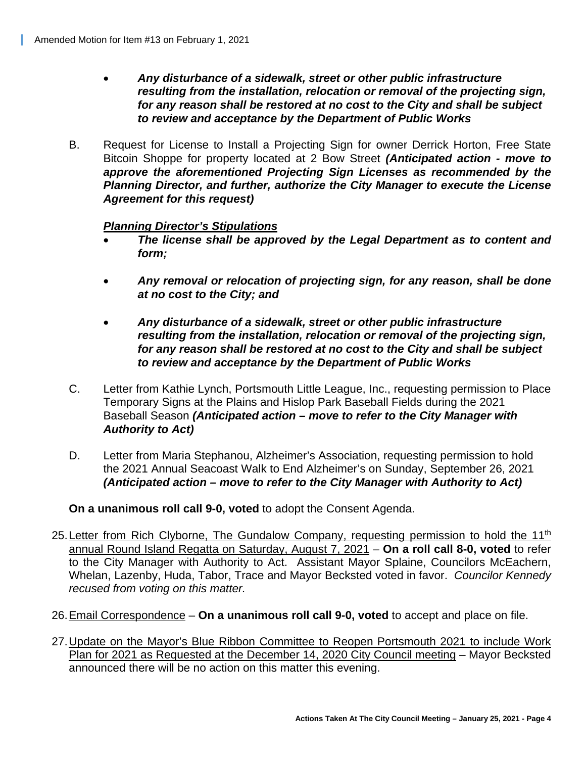Amended Motion for Item #13 on February 1, 2021

- ***Any disturbance of a sidewalk, street or other public infrastructure resulting from the installation, relocation or removal of the projecting sign, for any reason shall be restored at no cost to the City and shall be subject to review and acceptance by the Department of Public Works***

B. Request for License to Install a Projecting Sign for owner Derrick Horton, Free State Bitcoin Shoppe for property located at 2 Bow Street ***(Anticipated action - move to approve the aforementioned Projecting Sign Licenses as recommended by the Planning Director, and further, authorize the City Manager to execute the License Agreement for this request)***

***Planning Director's Stipulations***

- ***The license shall be approved by the Legal Department as to content and form;***
- ***Any removal or relocation of projecting sign, for any reason, shall be done at no cost to the City; and***
- ***Any disturbance of a sidewalk, street or other public infrastructure resulting from the installation, relocation or removal of the projecting sign, for any reason shall be restored at no cost to the City and shall be subject to review and acceptance by the Department of Public Works***

C. Letter from Kathie Lynch, Portsmouth Little League, Inc., requesting permission to Place Temporary Signs at the Plains and Hislop Park Baseball Fields during the 2021 Baseball Season ***(Anticipated action – move to refer to the City Manager with Authority to Act)***

D. Letter from Maria Stephanou, Alzheimer's Association, requesting permission to hold the 2021 Annual Seacoast Walk to End Alzheimer's on Sunday, September 26, 2021 ***(Anticipated action – move to refer to the City Manager with Authority to Act)***

**On a unanimous roll call 9-0, voted** to adopt the Consent Agenda.

25. <u>Letter from Rich Clyborne, The Gundalow Company, requesting permission to hold the 11th annual Round Island Regatta on Saturday, August 7, 2021</u> – **On a roll call 8-0, voted** to refer to the City Manager with Authority to Act. Assistant Mayor Splaine, Councilors McEachern, Whelan, Lazenby, Huda, Tabor, Trace and Mayor Becksted voted in favor. *Councilor Kennedy recused from voting on this matter.*

26. <u>Email Correspondence</u> – **On a unanimous roll call 9-0, voted** to accept and place on file.

27. <u>Update on the Mayor's Blue Ribbon Committee to Reopen Portsmouth 2021 to include Work Plan for 2021 as Requested at the December 14, 2020 City Council meeting</u> – Mayor Becksted announced there will be no action on this matter this evening.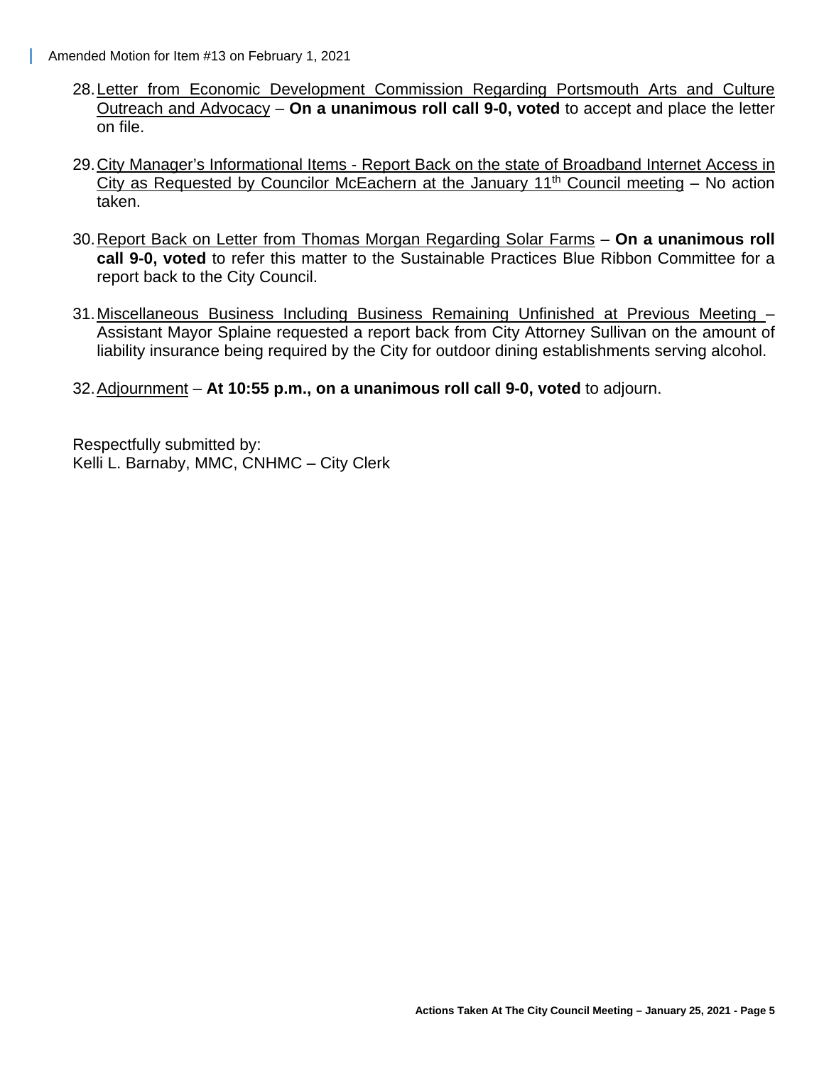Amended Motion for Item #13 on February 1, 2021

28. Letter from Economic Development Commission Regarding Portsmouth Arts and Culture Outreach and Advocacy – **On a unanimous roll call 9-0, voted** to accept and place the letter on file.

29. City Manager's Informational Items - Report Back on the state of Broadband Internet Access in City as Requested by Councilor McEachern at the January 11th Council meeting – No action taken.

30. Report Back on Letter from Thomas Morgan Regarding Solar Farms – **On a unanimous roll call 9-0, voted** to refer this matter to the Sustainable Practices Blue Ribbon Committee for a report back to the City Council.

31. Miscellaneous Business Including Business Remaining Unfinished at Previous Meeting – Assistant Mayor Splaine requested a report back from City Attorney Sullivan on the amount of liability insurance being required by the City for outdoor dining establishments serving alcohol.

32. Adjournment – **At 10:55 p.m., on a unanimous roll call 9-0, voted** to adjourn.

Respectfully submitted by:
Kelli L. Barnaby, MMC, CNHMC – City Clerk